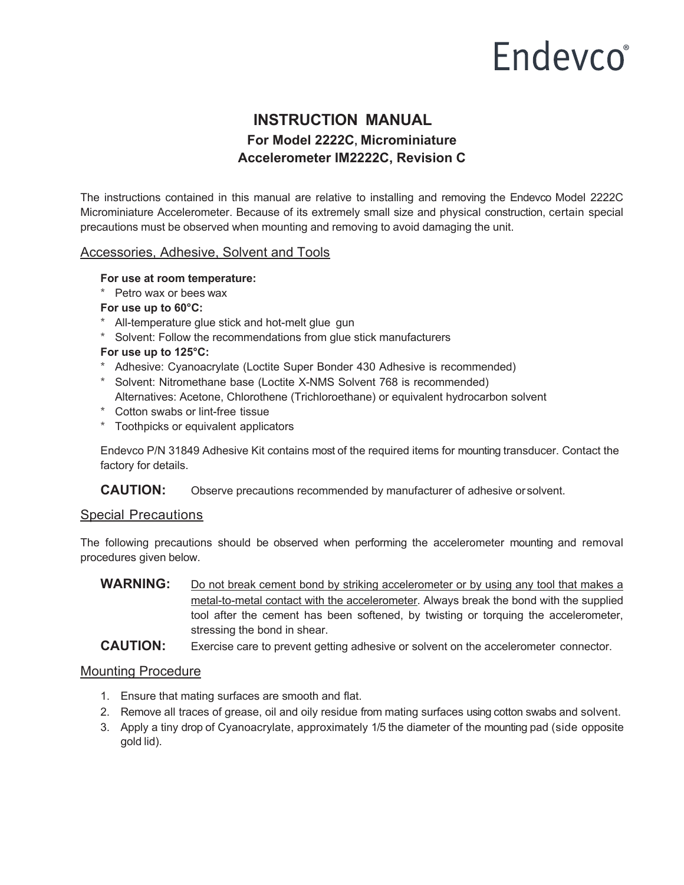Endevco®

# INSTRUCTION MANUAL

## For Model 2222C, Microminiature Accelerometer IM2222C, Revision C

The instructions contained in this manual are relative to installing and removing the Endevco Model 2222C Microminiature Accelerometer. Because of its extremely small size and physical construction, certain special precautions must be observed when mounting and removing to avoid damaging the unit.

## Accessories, Adhesive, Solvent and Tools

**For use at room temperature:**

* Petro wax or bees wax

**For use up to 60°C:**

* All-temperature glue stick and hot-melt glue gun
* Solvent: Follow the recommendations from glue stick manufacturers

**For use up to 125°C:**

* Adhesive: Cyanoacrylate (Loctite Super Bonder 430 Adhesive is recommended)
* Solvent: Nitromethane base (Loctite X-NMS Solvent 768 is recommended)
  Alternatives: Acetone, Chlorothene (Trichloroethane) or equivalent hydrocarbon solvent
* Cotton swabs or lint-free tissue
* Toothpicks or equivalent applicators

Endevco P/N 31849 Adhesive Kit contains most of the required items for mounting transducer. Contact the factory for details.

**CAUTION:** Observe precautions recommended by manufacturer of adhesive or solvent.

## Special Precautions

The following precautions should be observed when performing the accelerometer mounting and removal procedures given below.

**WARNING:** Do not break cement bond by striking accelerometer or by using any tool that makes a metal-to-metal contact with the accelerometer. Always break the bond with the supplied tool after the cement has been softened, by twisting or torquing the accelerometer, stressing the bond in shear.

**CAUTION:** Exercise care to prevent getting adhesive or solvent on the accelerometer connector.

## Mounting Procedure

1. Ensure that mating surfaces are smooth and flat.
2. Remove all traces of grease, oil and oily residue from mating surfaces using cotton swabs and solvent.
3. Apply a tiny drop of Cyanoacrylate, approximately 1/5 the diameter of the mounting pad (side opposite gold lid).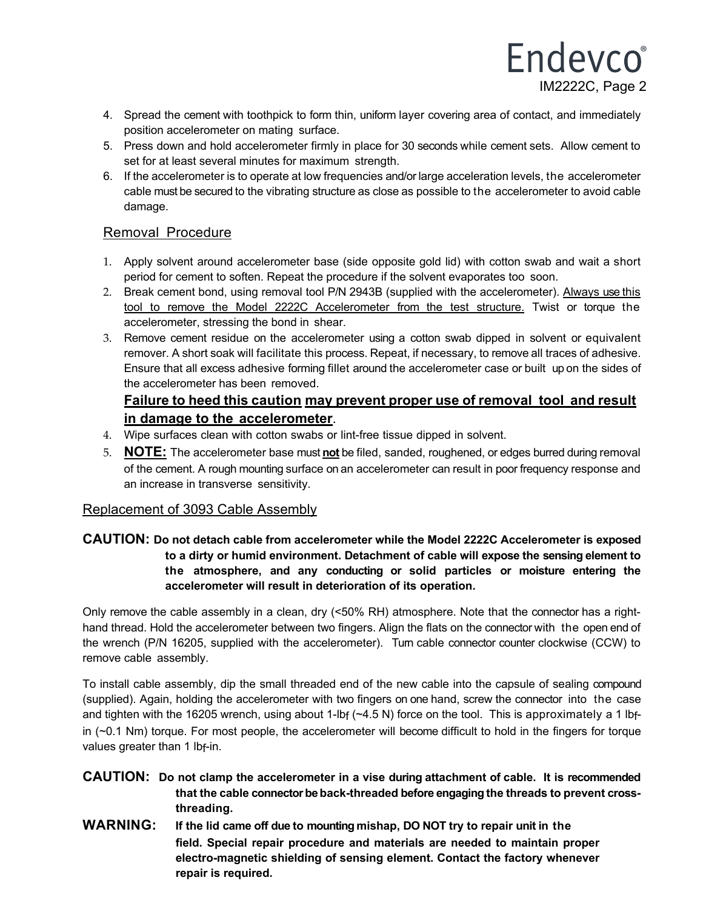4. Spread the cement with toothpick to form thin, uniform layer covering area of contact, and immediately position accelerometer on mating surface.
5. Press down and hold accelerometer firmly in place for 30 seconds while cement sets. Allow cement to set for at least several minutes for maximum strength.
6. If the accelerometer is to operate at low frequencies and/or large acceleration levels, the accelerometer cable must be secured to the vibrating structure as close as possible to the accelerometer to avoid cable damage.

## Removal Procedure

1. Apply solvent around accelerometer base (side opposite gold lid) with cotton swab and wait a short period for cement to soften. Repeat the procedure if the solvent evaporates too soon.
2. Break cement bond, using removal tool P/N 2943B (supplied with the accelerometer). Always use this tool to remove the Model 2222C Accelerometer from the test structure. Twist or torque the accelerometer, stressing the bond in shear.
3. Remove cement residue on the accelerometer using a cotton swab dipped in solvent or equivalent remover. A short soak will facilitate this process. Repeat, if necessary, to remove all traces of adhesive. Ensure that all excess adhesive forming fillet around the accelerometer case or built up on the sides of the accelerometer has been removed.

   **Failure to heed this caution may prevent proper use of removal tool and result in damage to the accelerometer**.
4. Wipe surfaces clean with cotton swabs or lint-free tissue dipped in solvent.
5. **NOTE:** The accelerometer base must **not** be filed, sanded, roughened, or edges burred during removal of the cement. A rough mounting surface on an accelerometer can result in poor frequency response and an increase in transverse sensitivity.

## Replacement of 3093 Cable Assembly

**CAUTION: Do not detach cable from accelerometer while the Model 2222C Accelerometer is exposed to a dirty or humid environment. Detachment of cable will expose the sensing element to the atmosphere, and any conducting or solid particles or moisture entering the accelerometer will result in deterioration of its operation.**

Only remove the cable assembly in a clean, dry (<50% RH) atmosphere. Note that the connector has a right-hand thread. Hold the accelerometer between two fingers. Align the flats on the connector with the open end of the wrench (P/N 16205, supplied with the accelerometer). Turn cable connector counter clockwise (CCW) to remove cable assembly.

To install cable assembly, dip the small threaded end of the new cable into the capsule of sealing compound (supplied). Again, holding the accelerometer with two fingers on one hand, screw the connector into the case and tighten with the 16205 wrench, using about 1-$lb_f$ (~4.5 N) force on the tool. This is approximately a 1 $lb_f$-in (~0.1 Nm) torque. For most people, the accelerometer will become difficult to hold in the fingers for torque values greater than 1 $lb_f$-in.

**CAUTION: Do not clamp the accelerometer in a vise during attachment of cable. It is recommended that the cable connector be back-threaded before engaging the threads to prevent cross-threading.**

**WARNING: If the lid came off due to mounting mishap, DO NOT try to repair unit in the field. Special repair procedure and materials are needed to maintain proper electro-magnetic shielding of sensing element. Contact the factory whenever repair is required.**